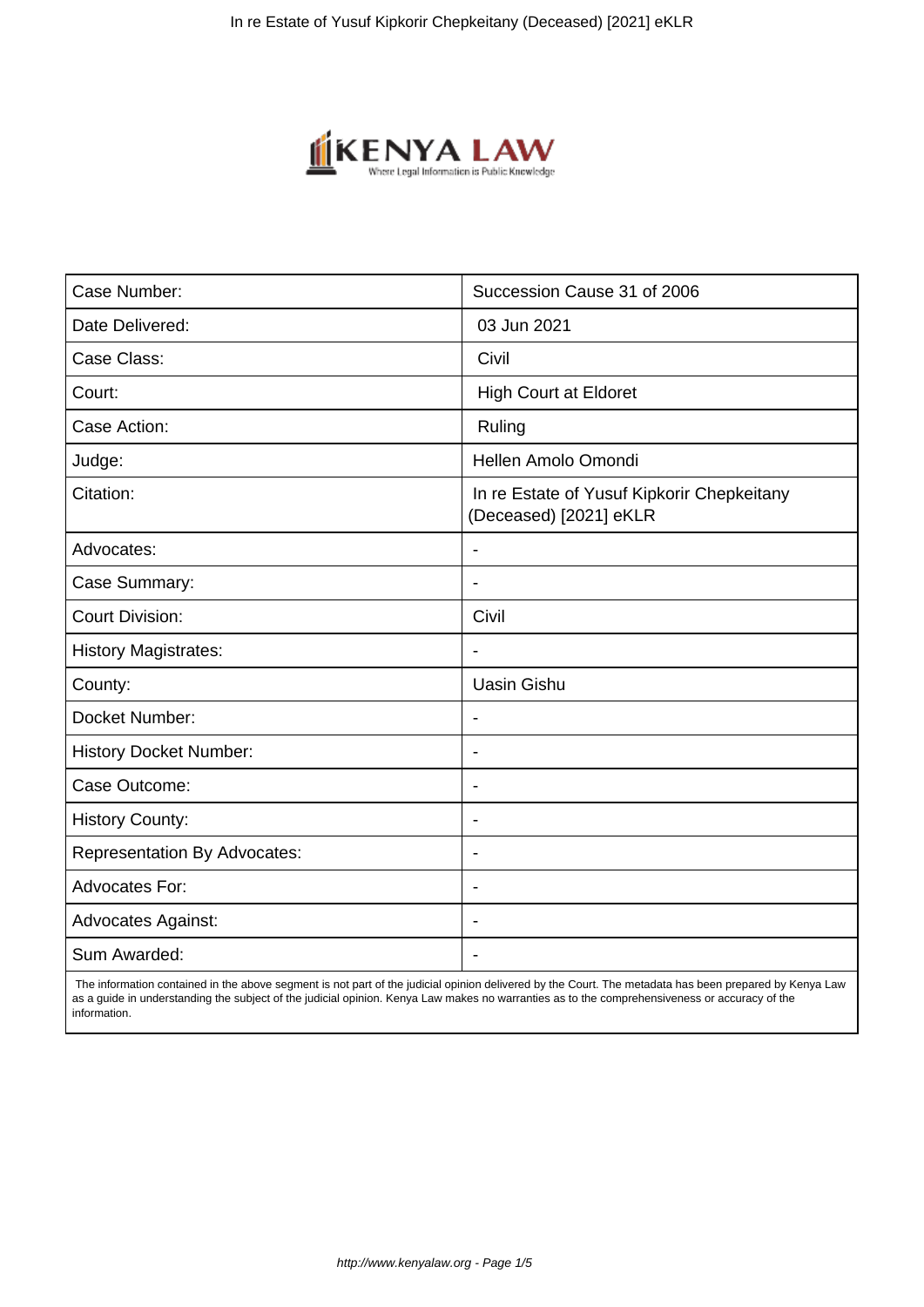| Case Number: | Succession Cause 31 of 2006 |
| --- | --- |
| Date Delivered: | 03 Jun 2021 |
| Case Class: | Civil |
| Court: | High Court at Eldoret |
| Case Action: | Ruling |
| Judge: | Hellen Amolo Omondi |
| Citation: | In re Estate of Yusuf Kipkorir Chepkeitany (Deceased) [2021] eKLR |
| Advocates: | - |
| Case Summary: | - |
| Court Division: | Civil |
| History Magistrates: | - |
| County: | Uasin Gishu |
| Docket Number: | - |
| History Docket Number: | - |
| Case Outcome: | - |
| History County: | - |
| Representation By Advocates: | - |
| Advocates For: | - |
| Advocates Against: | - |
| Sum Awarded: | - |

The information contained in the above segment is not part of the judicial opinion delivered by the Court. The metadata has been prepared by Kenya Law as a guide in understanding the subject of the judicial opinion. Kenya Law makes no warranties as to the comprehensiveness or accuracy of the information.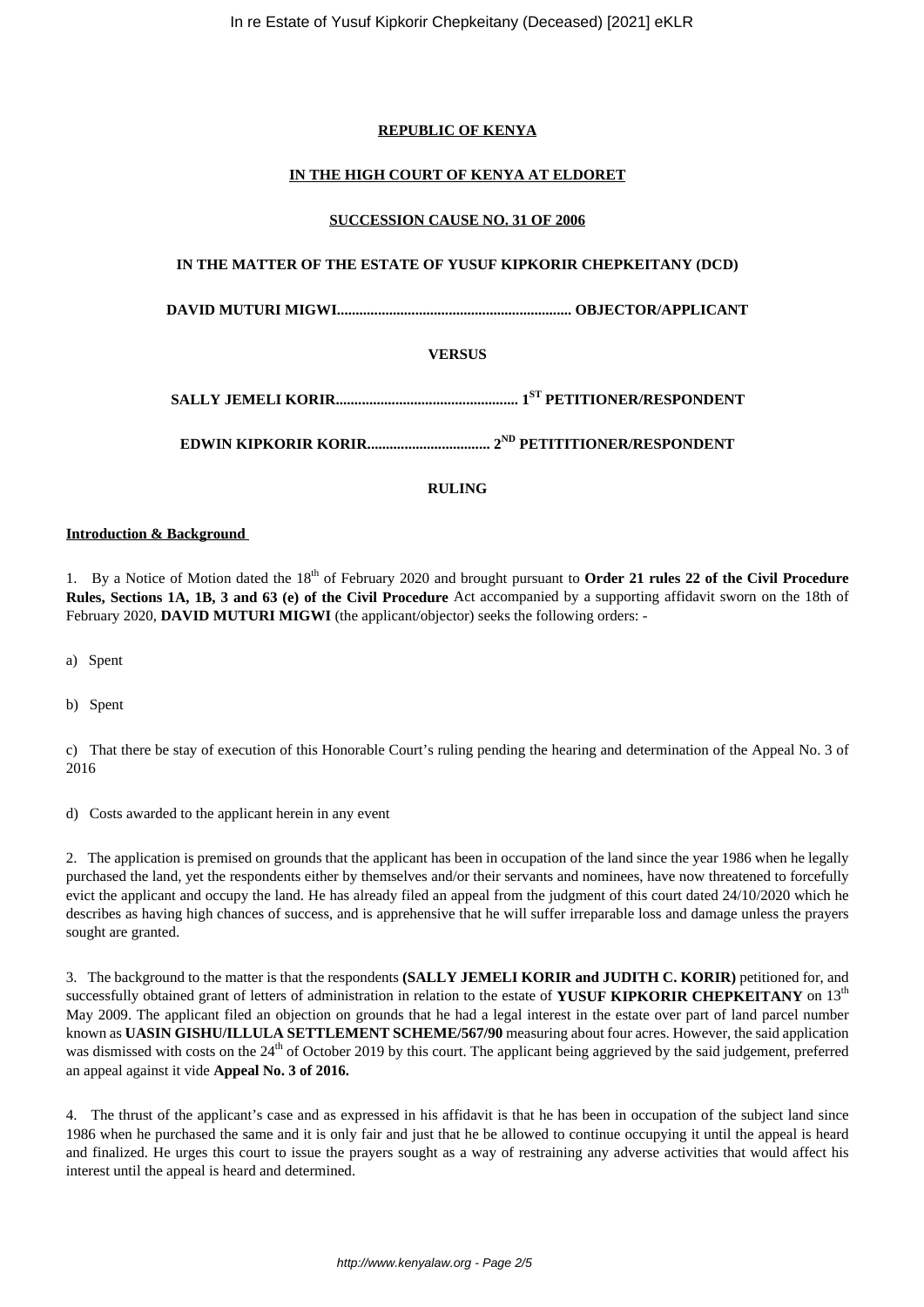**REPUBLIC OF KENYA**

**IN THE HIGH COURT OF KENYA AT ELDORET**

**SUCCESSION CAUSE NO. 31 OF 2006**

**IN THE MATTER OF THE ESTATE OF YUSUF KIPKORIR CHEPKEITANY (DCD)**

**DAVID MUTURI MIGWI.............................................................. OBJECTOR/APPLICANT**

**VERSUS**

**SALLY JEMELI KORIR................................................ 1ST PETITIONER/RESPONDENT**

**EDWIN KIPKORIR KORIR................................ 2ND PETITITIONER/RESPONDENT**

**RULING**

**Introduction & Background**

1. By a Notice of Motion dated the 18th of February 2020 and brought pursuant to **Order 21 rules 22 of the Civil Procedure Rules, Sections 1A, 1B, 3 and 63 (e) of the Civil Procedure** Act accompanied by a supporting affidavit sworn on the 18th of February 2020, **DAVID MUTURI MIGWI** (the applicant/objector) seeks the following orders: -

a) Spent

b) Spent

c) That there be stay of execution of this Honorable Court's ruling pending the hearing and determination of the Appeal No. 3 of 2016

d) Costs awarded to the applicant herein in any event

2. The application is premised on grounds that the applicant has been in occupation of the land since the year 1986 when he legally purchased the land, yet the respondents either by themselves and/or their servants and nominees, have now threatened to forcefully evict the applicant and occupy the land. He has already filed an appeal from the judgment of this court dated 24/10/2020 which he describes as having high chances of success, and is apprehensive that he will suffer irreparable loss and damage unless the prayers sought are granted.

3. The background to the matter is that the respondents **(SALLY JEMELI KORIR and JUDITH C. KORIR)** petitioned for, and successfully obtained grant of letters of administration in relation to the estate of **YUSUF KIPKORIR CHEPKEITANY** on 13th May 2009. The applicant filed an objection on grounds that he had a legal interest in the estate over part of land parcel number known as **UASIN GISHU/ILLULA SETTLEMENT SCHEME/567/90** measuring about four acres. However, the said application was dismissed with costs on the 24th of October 2019 by this court. The applicant being aggrieved by the said judgement, preferred an appeal against it vide **Appeal No. 3 of 2016.**

4. The thrust of the applicant's case and as expressed in his affidavit is that he has been in occupation of the subject land since 1986 when he purchased the same and it is only fair and just that he be allowed to continue occupying it until the appeal is heard and finalized. He urges this court to issue the prayers sought as a way of restraining any adverse activities that would affect his interest until the appeal is heard and determined.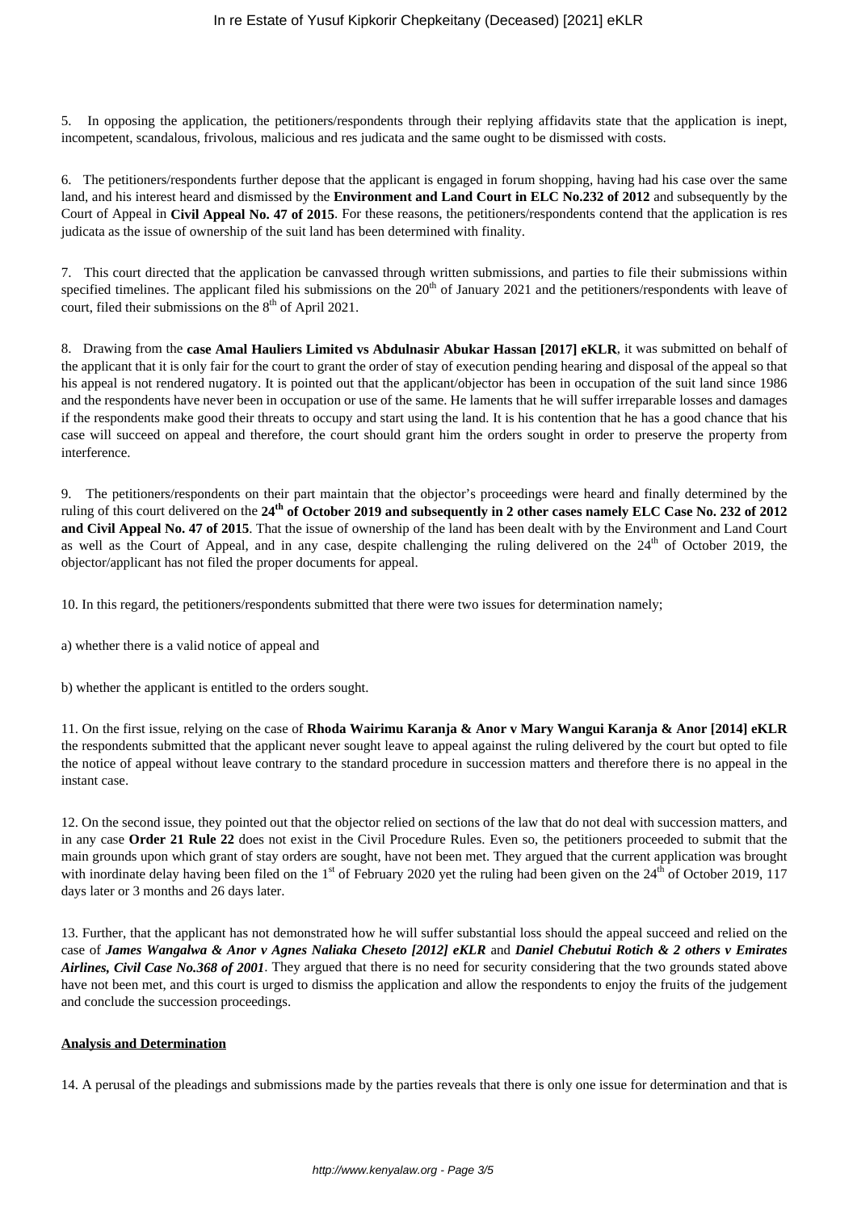5. In opposing the application, the petitioners/respondents through their replying affidavits state that the application is inept, incompetent, scandalous, frivolous, malicious and res judicata and the same ought to be dismissed with costs.

6. The petitioners/respondents further depose that the applicant is engaged in forum shopping, having had his case over the same land, and his interest heard and dismissed by the **Environment and Land Court in ELC No.232 of 2012** and subsequently by the Court of Appeal in **Civil Appeal No. 47 of 2015**. For these reasons, the petitioners/respondents contend that the application is res judicata as the issue of ownership of the suit land has been determined with finality.

7. This court directed that the application be canvassed through written submissions, and parties to file their submissions within specified timelines. The applicant filed his submissions on the 20th of January 2021 and the petitioners/respondents with leave of court, filed their submissions on the 8th of April 2021.

8. Drawing from the **case Amal Hauliers Limited vs Abdulnasir Abukar Hassan [2017] eKLR**, it was submitted on behalf of the applicant that it is only fair for the court to grant the order of stay of execution pending hearing and disposal of the appeal so that his appeal is not rendered nugatory. It is pointed out that the applicant/objector has been in occupation of the suit land since 1986 and the respondents have never been in occupation or use of the same. He laments that he will suffer irreparable losses and damages if the respondents make good their threats to occupy and start using the land. It is his contention that he has a good chance that his case will succeed on appeal and therefore, the court should grant him the orders sought in order to preserve the property from interference.

9. The petitioners/respondents on their part maintain that the objector's proceedings were heard and finally determined by the ruling of this court delivered on the **24th of October 2019 and subsequently in 2 other cases namely ELC Case No. 232 of 2012 and Civil Appeal No. 47 of 2015**. That the issue of ownership of the land has been dealt with by the Environment and Land Court as well as the Court of Appeal, and in any case, despite challenging the ruling delivered on the 24th of October 2019, the objector/applicant has not filed the proper documents for appeal.

10. In this regard, the petitioners/respondents submitted that there were two issues for determination namely;

a) whether there is a valid notice of appeal and

b) whether the applicant is entitled to the orders sought.

11. On the first issue, relying on the case of **Rhoda Wairimu Karanja & Anor v Mary Wangui Karanja & Anor [2014] eKLR** the respondents submitted that the applicant never sought leave to appeal against the ruling delivered by the court but opted to file the notice of appeal without leave contrary to the standard procedure in succession matters and therefore there is no appeal in the instant case.

12. On the second issue, they pointed out that the objector relied on sections of the law that do not deal with succession matters, and in any case **Order 21 Rule 22** does not exist in the Civil Procedure Rules. Even so, the petitioners proceeded to submit that the main grounds upon which grant of stay orders are sought, have not been met. They argued that the current application was brought with inordinate delay having been filed on the 1st of February 2020 yet the ruling had been given on the 24th of October 2019, 117 days later or 3 months and 26 days later.

13. Further, that the applicant has not demonstrated how he will suffer substantial loss should the appeal succeed and relied on the case of ***James Wangalwa & Anor v Agnes Naliaka Cheseto [2012] eKLR*** and ***Daniel Chebutui Rotich & 2 others v Emirates Airlines, Civil Case No.368 of 2001***. They argued that there is no need for security considering that the two grounds stated above have not been met, and this court is urged to dismiss the application and allow the respondents to enjoy the fruits of the judgement and conclude the succession proceedings.

**Analysis and Determination**

14. A perusal of the pleadings and submissions made by the parties reveals that there is only one issue for determination and that is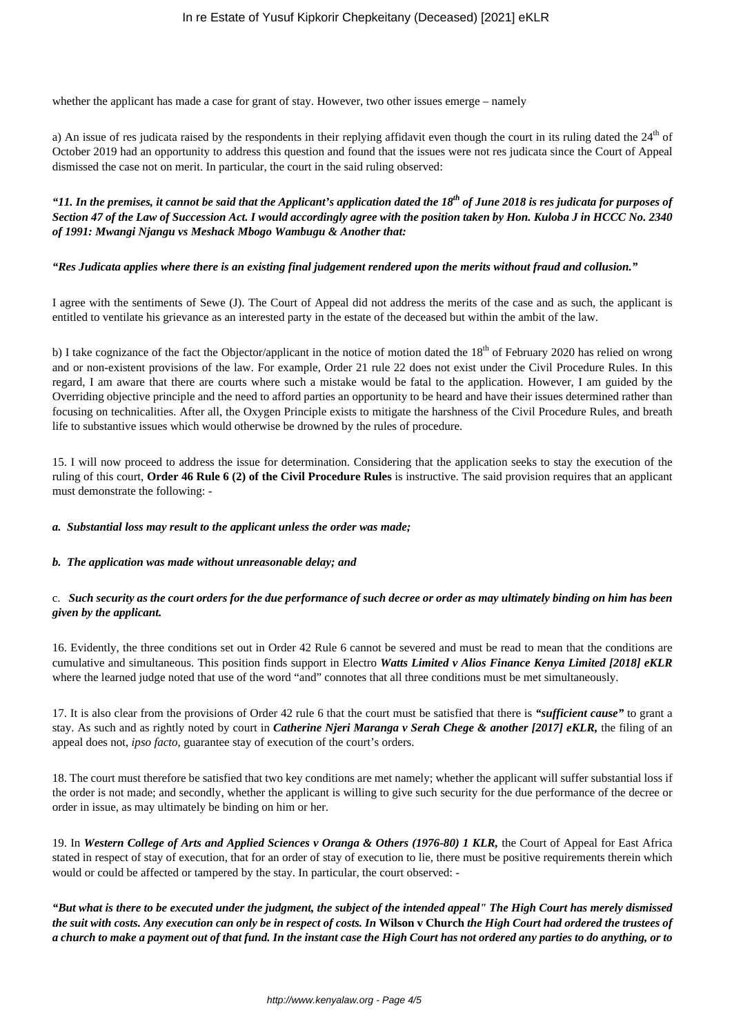whether the applicant has made a case for grant of stay. However, two other issues emerge – namely

a) An issue of res judicata raised by the respondents in their replying affidavit even though the court in its ruling dated the 24th of October 2019 had an opportunity to address this question and found that the issues were not res judicata since the Court of Appeal dismissed the case not on merit. In particular, the court in the said ruling observed:

***"11. In the premises, it cannot be said that the Applicant's application dated the 18th of June 2018 is res judicata for purposes of Section 47 of the Law of Succession Act. I would accordingly agree with the position taken by Hon. Kuloba J in HCCC No. 2340 of 1991: Mwangi Njangu vs Meshack Mbogo Wambugu & Another that:***

***"Res Judicata applies where there is an existing final judgement rendered upon the merits without fraud and collusion."***

I agree with the sentiments of Sewe (J). The Court of Appeal did not address the merits of the case and as such, the applicant is entitled to ventilate his grievance as an interested party in the estate of the deceased but within the ambit of the law.

b) I take cognizance of the fact the Objector/applicant in the notice of motion dated the 18th of February 2020 has relied on wrong and or non-existent provisions of the law. For example, Order 21 rule 22 does not exist under the Civil Procedure Rules. In this regard, I am aware that there are courts where such a mistake would be fatal to the application. However, I am guided by the Overriding objective principle and the need to afford parties an opportunity to be heard and have their issues determined rather than focusing on technicalities. After all, the Oxygen Principle exists to mitigate the harshness of the Civil Procedure Rules, and breath life to substantive issues which would otherwise be drowned by the rules of procedure.

15. I will now proceed to address the issue for determination. Considering that the application seeks to stay the execution of the ruling of this court, **Order 46 Rule 6 (2) of the Civil Procedure Rules** is instructive. The said provision requires that an applicant must demonstrate the following: -

***a. Substantial loss may result to the applicant unless the order was made;***

***b. The application was made without unreasonable delay; and***

c. ***Such security as the court orders for the due performance of such decree or order as may ultimately binding on him has been given by the applicant.***

16. Evidently, the three conditions set out in Order 42 Rule 6 cannot be severed and must be read to mean that the conditions are cumulative and simultaneous. This position finds support in Electro ***Watts Limited v Alios Finance Kenya Limited [2018] eKLR*** where the learned judge noted that use of the word "and" connotes that all three conditions must be met simultaneously.

17. It is also clear from the provisions of Order 42 rule 6 that the court must be satisfied that there is ***"sufficient cause"*** to grant a stay. As such and as rightly noted by court in ***Catherine Njeri Maranga v Serah Chege & another [2017] eKLR,*** the filing of an appeal does not, *ipso facto*, guarantee stay of execution of the court's orders.

18. The court must therefore be satisfied that two key conditions are met namely; whether the applicant will suffer substantial loss if the order is not made; and secondly, whether the applicant is willing to give such security for the due performance of the decree or order in issue, as may ultimately be binding on him or her.

19. In ***Western College of Arts and Applied Sciences v Oranga & Others (1976-80) 1 KLR,*** the Court of Appeal for East Africa stated in respect of stay of execution, that for an order of stay of execution to lie, there must be positive requirements therein which would or could be affected or tampered by the stay. In particular, the court observed: -

***"But what is there to be executed under the judgment, the subject of the intended appeal" The High Court has merely dismissed the suit with costs. Any execution can only be in respect of costs. In* Wilson v Church *the High Court had ordered the trustees of a church to make a payment out of that fund. In the instant case the High Court has not ordered any parties to do anything, or to***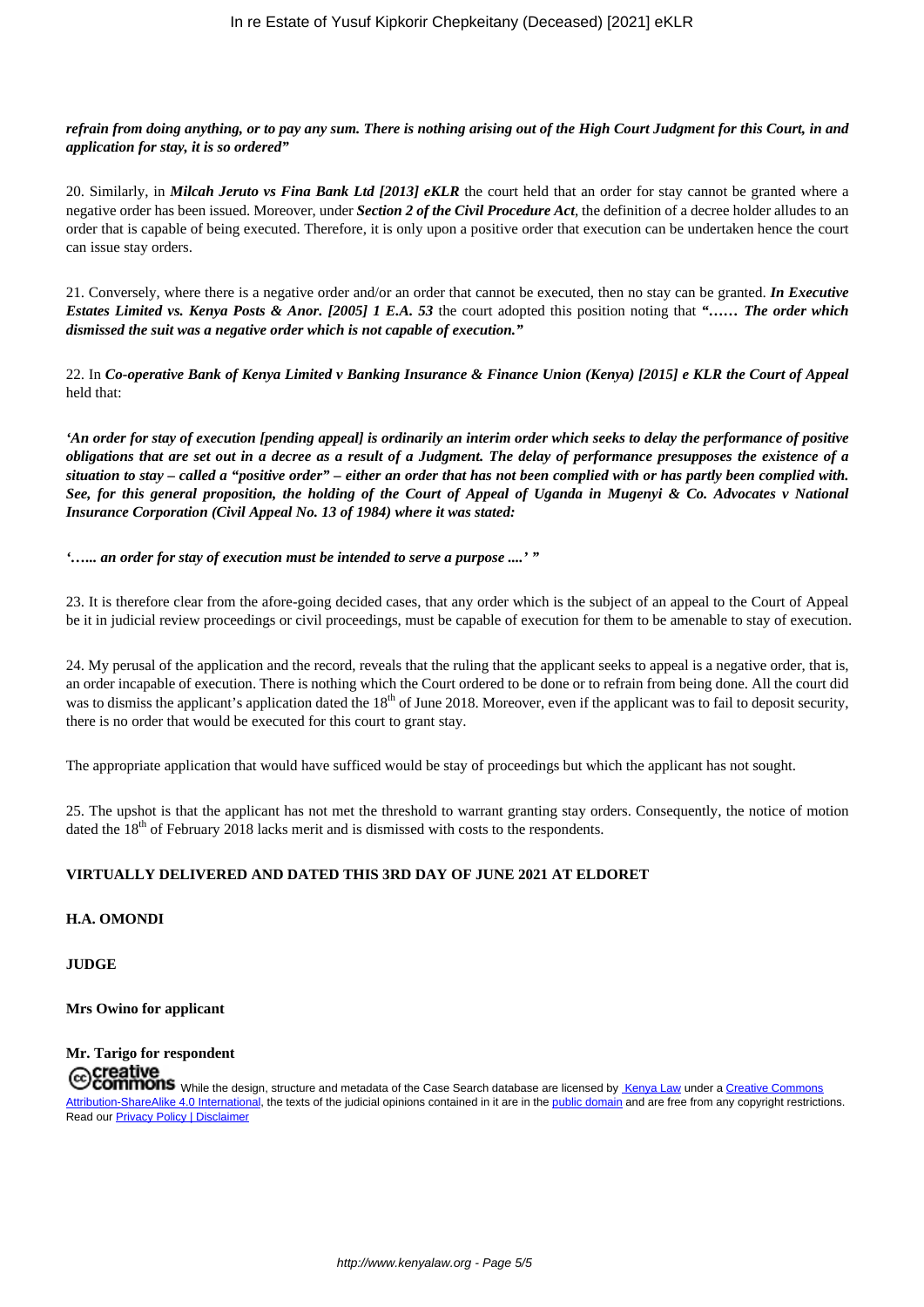***refrain from doing anything, or to pay any sum. There is nothing arising out of the High Court Judgment for this Court, in and application for stay, it is so ordered"***

20. Similarly, in ***Milcah Jeruto vs Fina Bank Ltd [2013] eKLR*** the court held that an order for stay cannot be granted where a negative order has been issued. Moreover, under ***Section 2 of the Civil Procedure Act***, the definition of a decree holder alludes to an order that is capable of being executed. Therefore, it is only upon a positive order that execution can be undertaken hence the court can issue stay orders.

21. Conversely, where there is a negative order and/or an order that cannot be executed, then no stay can be granted. ***In Executive Estates Limited vs. Kenya Posts & Anor. [2005] 1 E.A. 53*** the court adopted this position noting that ***"…… The order which dismissed the suit was a negative order which is not capable of execution."***

22. In ***Co-operative Bank of Kenya Limited v Banking Insurance & Finance Union (Kenya) [2015] e KLR the Court of Appeal*** held that:

***'An order for stay of execution [pending appeal] is ordinarily an interim order which seeks to delay the performance of positive obligations that are set out in a decree as a result of a Judgment. The delay of performance presupposes the existence of a situation to stay – called a "positive order" – either an order that has not been complied with or has partly been complied with. See, for this general proposition, the holding of the Court of Appeal of Uganda in Mugenyi & Co. Advocates v National Insurance Corporation (Civil Appeal No. 13 of 1984) where it was stated:***

***'…... an order for stay of execution must be intended to serve a purpose ....' "***

23. It is therefore clear from the afore-going decided cases, that any order which is the subject of an appeal to the Court of Appeal be it in judicial review proceedings or civil proceedings, must be capable of execution for them to be amenable to stay of execution.

24. My perusal of the application and the record, reveals that the ruling that the applicant seeks to appeal is a negative order, that is, an order incapable of execution. There is nothing which the Court ordered to be done or to refrain from being done. All the court did was to dismiss the applicant's application dated the 18th of June 2018. Moreover, even if the applicant was to fail to deposit security, there is no order that would be executed for this court to grant stay.

The appropriate application that would have sufficed would be stay of proceedings but which the applicant has not sought.

25. The upshot is that the applicant has not met the threshold to warrant granting stay orders. Consequently, the notice of motion dated the 18th of February 2018 lacks merit and is dismissed with costs to the respondents.

**VIRTUALLY DELIVERED AND DATED THIS 3RD DAY OF JUNE 2021 AT ELDORET**

**H.A. OMONDI**

**JUDGE**

**Mrs Owino for applicant**

**Mr. Tarigo for respondent**

While the design, structure and metadata of the Case Search database are licensed by Kenya Law under a Creative Commons Attribution-ShareAlike 4.0 International, the texts of the judicial opinions contained in it are in the public domain and are free from any copyright restrictions. Read our Privacy Policy | Disclaimer